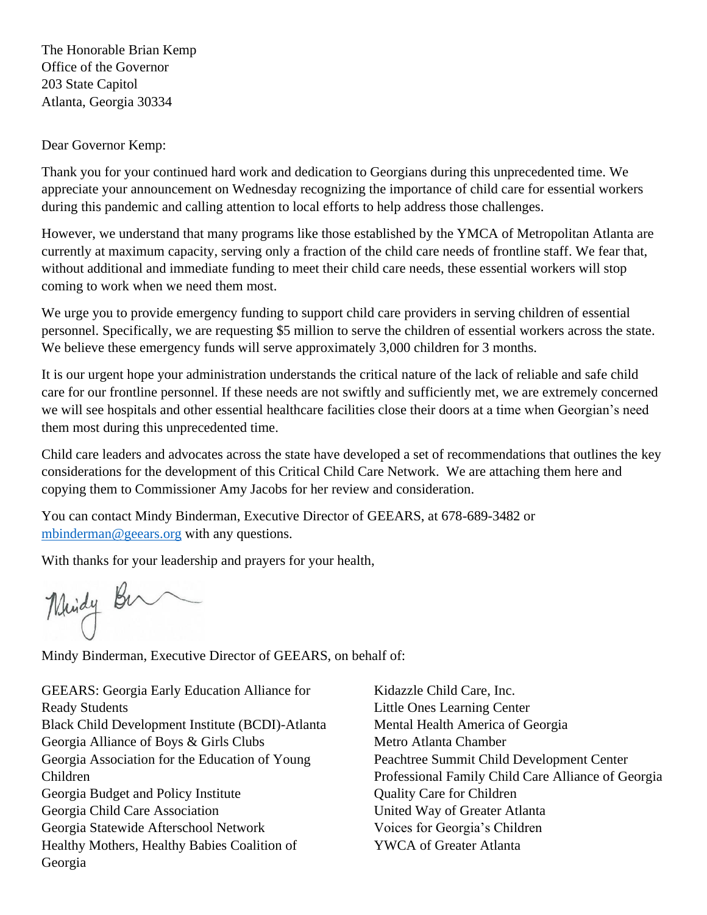The Honorable Brian Kemp
Office of the Governor
203 State Capitol
Atlanta, Georgia 30334

Dear Governor Kemp:

Thank you for your continued hard work and dedication to Georgians during this unprecedented time. We appreciate your announcement on Wednesday recognizing the importance of child care for essential workers during this pandemic and calling attention to local efforts to help address those challenges.

However, we understand that many programs like those established by the YMCA of Metropolitan Atlanta are currently at maximum capacity, serving only a fraction of the child care needs of frontline staff. We fear that, without additional and immediate funding to meet their child care needs, these essential workers will stop coming to work when we need them most.

We urge you to provide emergency funding to support child care providers in serving children of essential personnel. Specifically, we are requesting $5 million to serve the children of essential workers across the state. We believe these emergency funds will serve approximately 3,000 children for 3 months.

It is our urgent hope your administration understands the critical nature of the lack of reliable and safe child care for our frontline personnel. If these needs are not swiftly and sufficiently met, we are extremely concerned we will see hospitals and other essential healthcare facilities close their doors at a time when Georgian's need them most during this unprecedented time.

Child care leaders and advocates across the state have developed a set of recommendations that outlines the key considerations for the development of this Critical Child Care Network. We are attaching them here and copying them to Commissioner Amy Jacobs for her review and consideration.

You can contact Mindy Binderman, Executive Director of GEEARS, at 678-689-3482 or mbinderman@geears.org with any questions.

With thanks for your leadership and prayers for your health,

Mindy Binderman, Executive Director of GEEARS, on behalf of:

GEEARS: Georgia Early Education Alliance for Ready Students
Black Child Development Institute (BCDI)-Atlanta
Georgia Alliance of Boys & Girls Clubs
Georgia Association for the Education of Young Children
Georgia Budget and Policy Institute
Georgia Child Care Association
Georgia Statewide Afterschool Network
Healthy Mothers, Healthy Babies Coalition of Georgia
Kidazzle Child Care, Inc.
Little Ones Learning Center
Mental Health America of Georgia
Metro Atlanta Chamber
Peachtree Summit Child Development Center
Professional Family Child Care Alliance of Georgia
Quality Care for Children
United Way of Greater Atlanta
Voices for Georgia's Children
YWCA of Greater Atlanta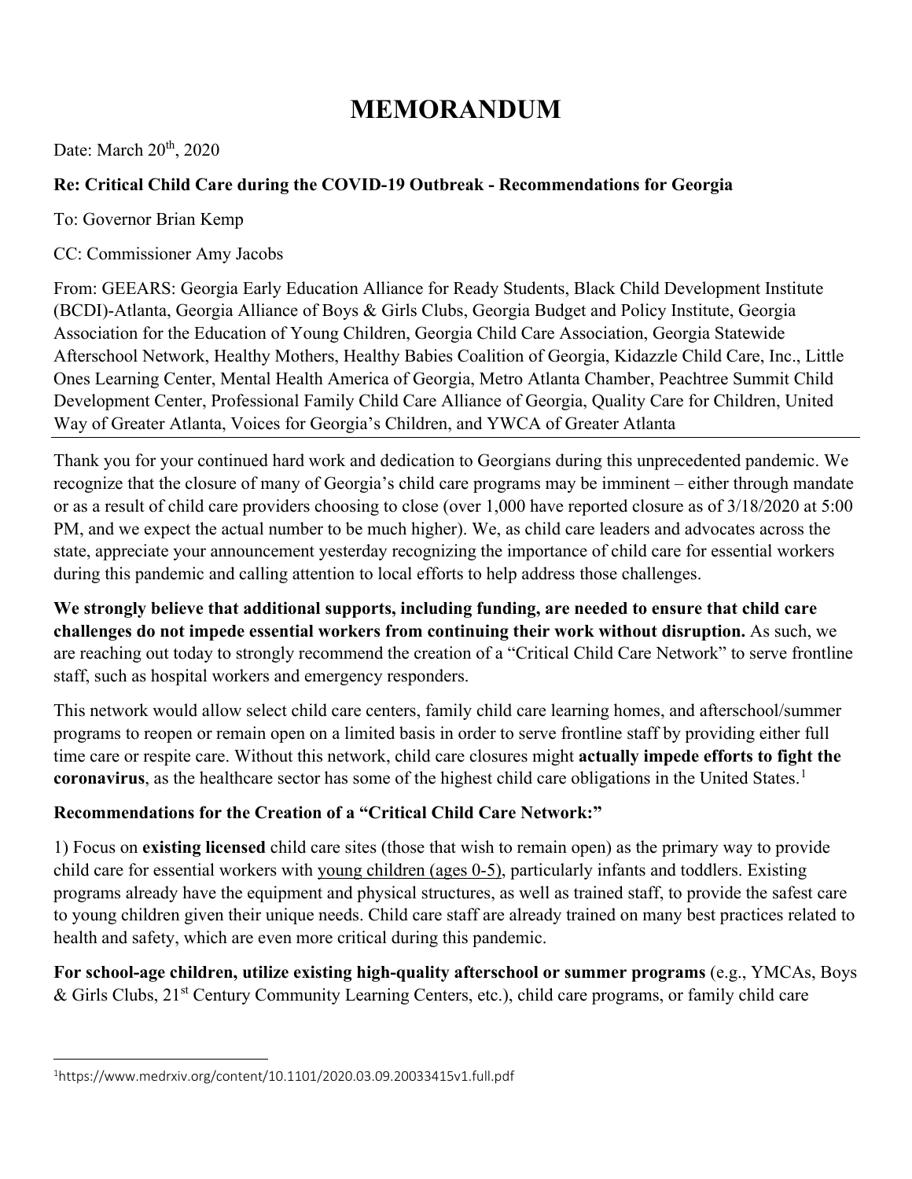# MEMORANDUM

Date: March 20th, 2020

**Re: Critical Child Care during the COVID-19 Outbreak - Recommendations for Georgia**

To: Governor Brian Kemp

CC: Commissioner Amy Jacobs

From: GEEARS: Georgia Early Education Alliance for Ready Students, Black Child Development Institute (BCDI)-Atlanta, Georgia Alliance of Boys & Girls Clubs, Georgia Budget and Policy Institute, Georgia Association for the Education of Young Children, Georgia Child Care Association, Georgia Statewide Afterschool Network, Healthy Mothers, Healthy Babies Coalition of Georgia, Kidazzle Child Care, Inc., Little Ones Learning Center, Mental Health America of Georgia, Metro Atlanta Chamber, Peachtree Summit Child Development Center, Professional Family Child Care Alliance of Georgia, Quality Care for Children, United Way of Greater Atlanta, Voices for Georgia's Children, and YWCA of Greater Atlanta

---

Thank you for your continued hard work and dedication to Georgians during this unprecedented pandemic. We recognize that the closure of many of Georgia's child care programs may be imminent – either through mandate or as a result of child care providers choosing to close (over 1,000 have reported closure as of 3/18/2020 at 5:00 PM, and we expect the actual number to be much higher). We, as child care leaders and advocates across the state, appreciate your announcement yesterday recognizing the importance of child care for essential workers during this pandemic and calling attention to local efforts to help address those challenges.

**We strongly believe that additional supports, including funding, are needed to ensure that child care challenges do not impede essential workers from continuing their work without disruption.** As such, we are reaching out today to strongly recommend the creation of a "Critical Child Care Network" to serve frontline staff, such as hospital workers and emergency responders.

This network would allow select child care centers, family child care learning homes, and afterschool/summer programs to reopen or remain open on a limited basis in order to serve frontline staff by providing either full time care or respite care. Without this network, child care closures might **actually impede efforts to fight the coronavirus**, as the healthcare sector has some of the highest child care obligations in the United States.[1]

**Recommendations for the Creation of a "Critical Child Care Network:"**

1) Focus on **existing licensed** child care sites (those that wish to remain open) as the primary way to provide child care for essential workers with young children (ages 0-5), particularly infants and toddlers. Existing programs already have the equipment and physical structures, as well as trained staff, to provide the safest care to young children given their unique needs. Child care staff are already trained on many best practices related to health and safety, which are even more critical during this pandemic.

**For school-age children, utilize existing high-quality afterschool or summer programs** (e.g., YMCAs, Boys & Girls Clubs, 21st Century Community Learning Centers, etc.), child care programs, or family child care

---

[1] https://www.medrxiv.org/content/10.1101/2020.03.09.20033415v1.full.pdf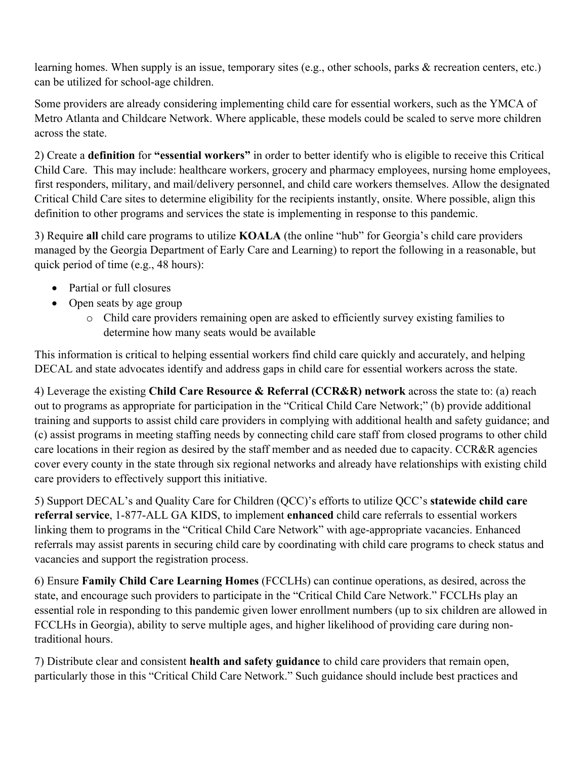learning homes. When supply is an issue, temporary sites (e.g., other schools, parks & recreation centers, etc.) can be utilized for school-age children.

Some providers are already considering implementing child care for essential workers, such as the YMCA of Metro Atlanta and Childcare Network. Where applicable, these models could be scaled to serve more children across the state.

2) Create a **definition** for **"essential workers"** in order to better identify who is eligible to receive this Critical Child Care. This may include: healthcare workers, grocery and pharmacy employees, nursing home employees, first responders, military, and mail/delivery personnel, and child care workers themselves. Allow the designated Critical Child Care sites to determine eligibility for the recipients instantly, onsite. Where possible, align this definition to other programs and services the state is implementing in response to this pandemic.

3) Require **all** child care programs to utilize **KOALA** (the online "hub" for Georgia's child care providers managed by the Georgia Department of Early Care and Learning) to report the following in a reasonable, but quick period of time (e.g., 48 hours):

- Partial or full closures
- Open seats by age group
  - Child care providers remaining open are asked to efficiently survey existing families to determine how many seats would be available

This information is critical to helping essential workers find child care quickly and accurately, and helping DECAL and state advocates identify and address gaps in child care for essential workers across the state.

4) Leverage the existing **Child Care Resource & Referral (CCR&R) network** across the state to: (a) reach out to programs as appropriate for participation in the "Critical Child Care Network;" (b) provide additional training and supports to assist child care providers in complying with additional health and safety guidance; and (c) assist programs in meeting staffing needs by connecting child care staff from closed programs to other child care locations in their region as desired by the staff member and as needed due to capacity. CCR&R agencies cover every county in the state through six regional networks and already have relationships with existing child care providers to effectively support this initiative.

5) Support DECAL's and Quality Care for Children (QCC)'s efforts to utilize QCC's **statewide child care referral service**, 1-877-ALL GA KIDS, to implement **enhanced** child care referrals to essential workers linking them to programs in the "Critical Child Care Network" with age-appropriate vacancies. Enhanced referrals may assist parents in securing child care by coordinating with child care programs to check status and vacancies and support the registration process.

6) Ensure **Family Child Care Learning Homes** (FCCLHs) can continue operations, as desired, across the state, and encourage such providers to participate in the "Critical Child Care Network." FCCLHs play an essential role in responding to this pandemic given lower enrollment numbers (up to six children are allowed in FCCLHs in Georgia), ability to serve multiple ages, and higher likelihood of providing care during non-traditional hours.

7) Distribute clear and consistent **health and safety guidance** to child care providers that remain open, particularly those in this "Critical Child Care Network." Such guidance should include best practices and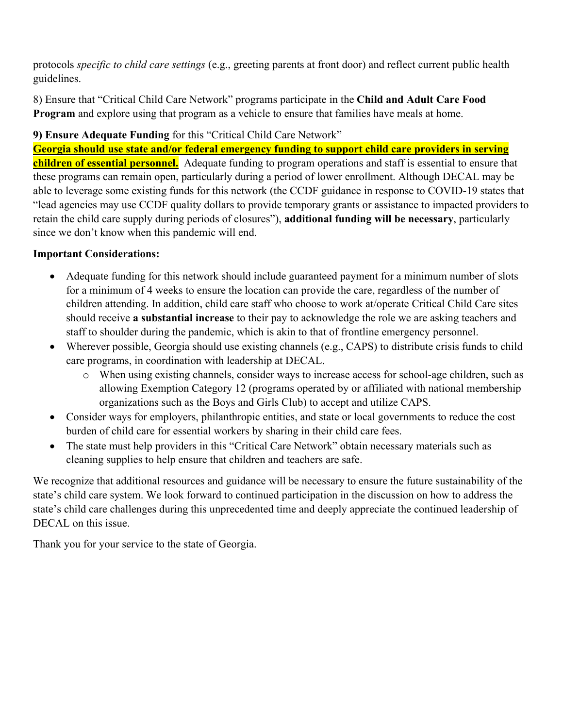protocols *specific to child care settings* (e.g., greeting parents at front door) and reflect current public health guidelines.

8) Ensure that "Critical Child Care Network" programs participate in the **Child and Adult Care Food Program** and explore using that program as a vehicle to ensure that families have meals at home.

**9) Ensure Adequate Funding** for this "Critical Child Care Network"

**Georgia should use state and/or federal emergency funding to support child care providers in serving children of essential personnel.** Adequate funding to program operations and staff is essential to ensure that these programs can remain open, particularly during a period of lower enrollment. Although DECAL may be able to leverage some existing funds for this network (the CCDF guidance in response to COVID-19 states that "lead agencies may use CCDF quality dollars to provide temporary grants or assistance to impacted providers to retain the child care supply during periods of closures"), **additional funding will be necessary**, particularly since we don't know when this pandemic will end.

**Important Considerations:**

- Adequate funding for this network should include guaranteed payment for a minimum number of slots for a minimum of 4 weeks to ensure the location can provide the care, regardless of the number of children attending. In addition, child care staff who choose to work at/operate Critical Child Care sites should receive **a substantial increase** to their pay to acknowledge the role we are asking teachers and staff to shoulder during the pandemic, which is akin to that of frontline emergency personnel.
- Wherever possible, Georgia should use existing channels (e.g., CAPS) to distribute crisis funds to child care programs, in coordination with leadership at DECAL.
  - When using existing channels, consider ways to increase access for school-age children, such as allowing Exemption Category 12 (programs operated by or affiliated with national membership organizations such as the Boys and Girls Club) to accept and utilize CAPS.
- Consider ways for employers, philanthropic entities, and state or local governments to reduce the cost burden of child care for essential workers by sharing in their child care fees.
- The state must help providers in this "Critical Care Network" obtain necessary materials such as cleaning supplies to help ensure that children and teachers are safe.

We recognize that additional resources and guidance will be necessary to ensure the future sustainability of the state's child care system. We look forward to continued participation in the discussion on how to address the state's child care challenges during this unprecedented time and deeply appreciate the continued leadership of DECAL on this issue.

Thank you for your service to the state of Georgia.